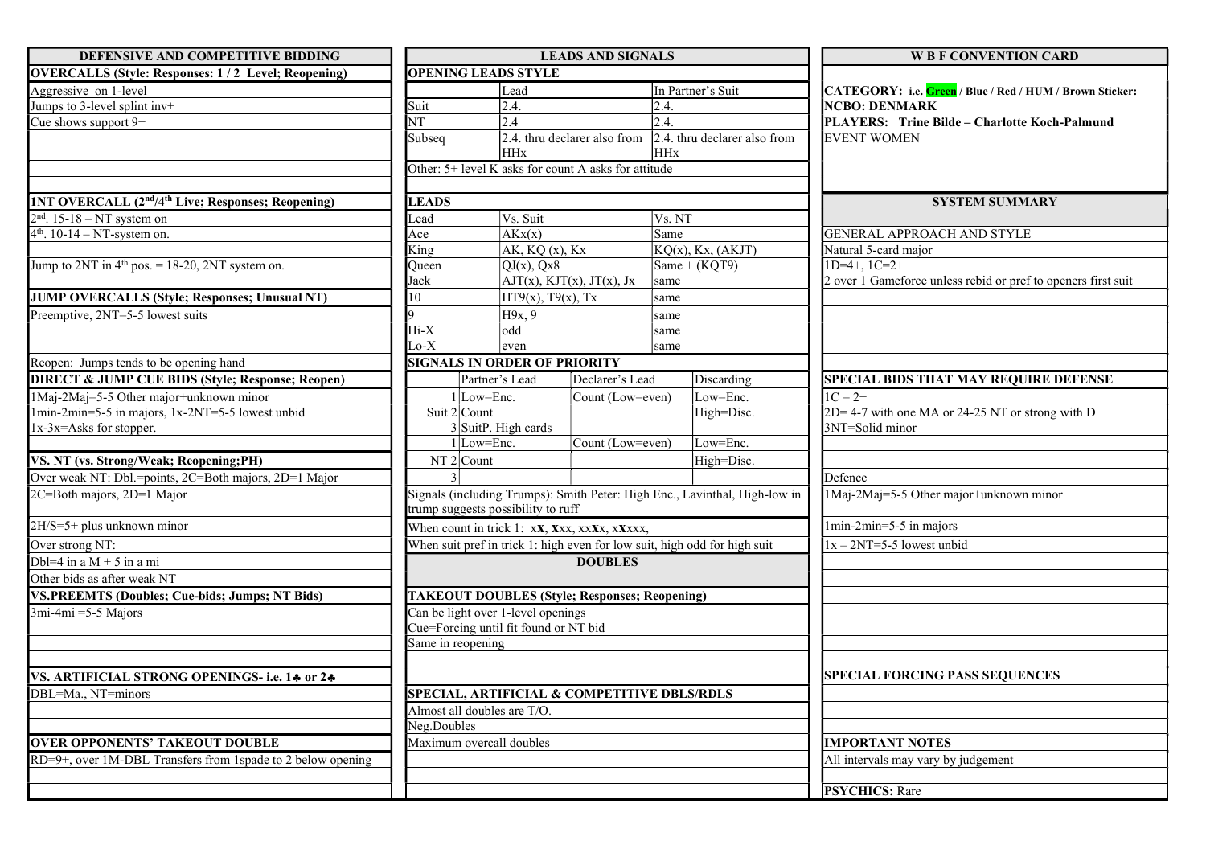## DEFENSIVE AND COMPETITIVE BIDDING

**OVERCALLS (Style: Responses: 1 / 2 Level; Reopening)**

Aggressive on 1-level
Jumps to 3-level splint inv+
Cue shows support 9+

**1NT OVERCALL (2nd/4th Live; Responses; Reopening)**

2nd. 15-18 – NT system on
4th. 10-14 – NT-system on.

Jump to 2NT in 4th pos. = 18-20, 2NT system on.

**JUMP OVERCALLS (Style; Responses; Unusual NT)**

Preemptive, 2NT=5-5 lowest suits

Reopen: Jumps tends to be opening hand

**DIRECT & JUMP CUE BIDS (Style; Response; Reopen)**

1Maj-2Maj=5-5 Other major+unknown minor
1min-2min=5-5 in majors, 1x-2NT=5-5 lowest unbid
1x-3x=Asks for stopper.

**VS. NT (vs. Strong/Weak; Reopening;PH)**

Over weak NT: Dbl.=points, 2C=Both majors, 2D=1 Major
2C=Both majors, 2D=1 Major
2H/S=5+ plus unknown minor
Over strong NT:
Dbl=4 in a M + 5 in a mi
Other bids as after weak NT

**VS.PREEMTS (Doubles; Cue-bids; Jumps; NT Bids)**

3mi-4mi =5-5 Majors

**VS. ARTIFICIAL STRONG OPENINGS- i.e. 1♣ or 2♣**

DBL=Ma., NT=minors

**OVER OPPONENTS' TAKEOUT DOUBLE**

RD=9+, over 1M-DBL Transfers from 1spade to 2 below opening

## LEADS AND SIGNALS

**OPENING LEADS STYLE**

| | Lead | In Partner's Suit |
|---|---|---|
| Suit | 2.4. | 2.4. |
| NT | 2.4 | 2.4. |
| Subseq | 2.4. thru declarer also from HHx | 2.4. thru declarer also from HHx |

Other: 5+ level K asks for count A asks for attitude

**LEADS**

| Lead | Vs. Suit | Vs. NT |
|---|---|---|
| Ace | AKx(x) | Same |
| King | AK, KQ (x), Kx | KQ(x), Kx, (AKJT) |
| Queen | QJ(x), Qx8 | Same + (KQT9) |
| Jack | AJT(x), KJT(x), JT(x), Jx | same |
| 10 | HT9(x), T9(x), Tx | same |
| 9 | H9x, 9 | same |
| Hi-X | odd | same |
| Lo-X | even | same |

**SIGNALS IN ORDER OF PRIORITY**

| | | Partner's Lead | Declarer's Lead | Discarding |
|---|---|---|---|---|
| Suit | 1 | Low=Enc. | Count (Low=even) | Low=Enc. |
| | 2 | Count | | High=Disc. |
| | 3 | SuitP. High cards | | |
| NT | 1 | Low=Enc. | Count (Low=even) | Low=Enc. |
| | 2 | Count | | High=Disc. |
| | 3 | | | |

Signals (including Trumps): Smith Peter: High Enc., Lavinthal, High-low in trump suggests possibility to ruff

When count in trick 1: x**X**, **X**xx, xx**X**x, x**X**xxx,

When suit pref in trick 1: high even for low suit, high odd for high suit

## DOUBLES

**TAKEOUT DOUBLES (Style; Responses; Reopening)**

Can be light over 1-level openings
Cue=Forcing until fit found or NT bid
Same in reopening

**SPECIAL, ARTIFICIAL & COMPETITIVE DBLS/RDLS**

Almost all doubles are T/O.
Neg.Doubles
Maximum overcall doubles

## W B F CONVENTION CARD

**CATEGORY: i.e. Green / Blue / Red / HUM / Brown Sticker:**
**NCBO: DENMARK**
**PLAYERS: Trine Bilde – Charlotte Koch-Palmund**
**EVENT WOMEN**

## SYSTEM SUMMARY

GENERAL APPROACH AND STYLE
Natural 5-card major
1D=4+, 1C=2+
2 over 1 Gameforce unless rebid or pref to openers first suit

**SPECIAL BIDS THAT MAY REQUIRE DEFENSE**

1C = 2+
2D= 4-7 with one MA or 24-25 NT or strong with D
3NT=Solid minor

Defence
1Maj-2Maj=5-5 Other major+unknown minor
1min-2min=5-5 in majors
1x – 2NT=5-5 lowest unbid

**SPECIAL FORCING PASS SEQUENCES**

**IMPORTANT NOTES**

All intervals may vary by judgement

**PSYCHICS:** Rare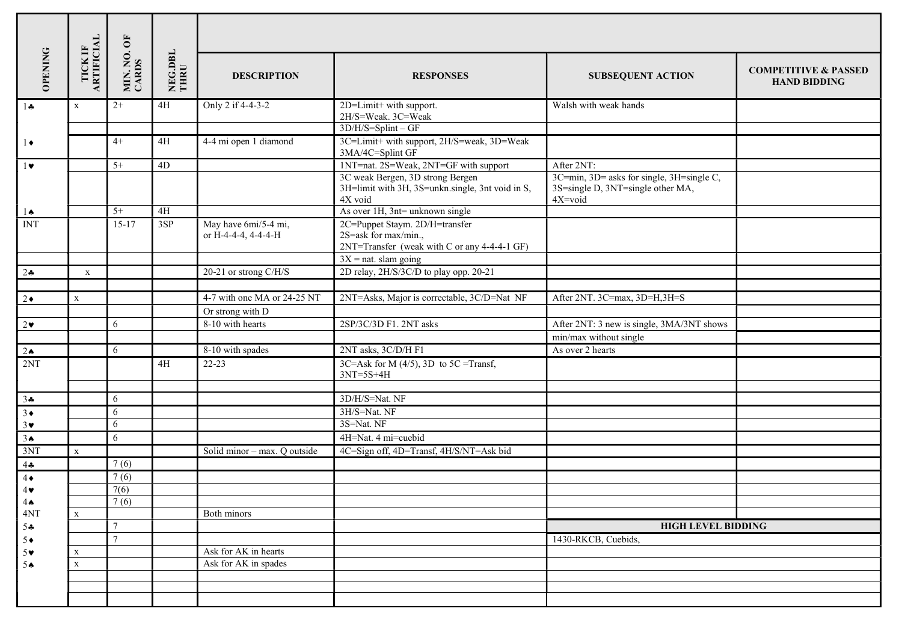| OPENING | TICK IF ARTIFICIAL | MIN. NO. OF CARDS | NEG.DBL THRU | DESCRIPTION | RESPONSES | SUBSEQUENT ACTION | COMPETITIVE & PASSED HAND BIDDING |
|---|---|---|---|---|---|---|---|
| 1♣ | x | 2+ | 4H | Only 2 if 4-4-3-2 | 2D=Limit+ with support. 2H/S=Weak. 3C=Weak | Walsh with weak hands | |
| | | | | | 3D/H/S=Splint – GF | | |
| 1♦ | | 4+ | 4H | 4-4 mi open 1 diamond | 3C=Limit+ with support, 2H/S=weak, 3D=Weak 3MA/4C=Splint GF | | |
| 1♥ | | 5+ | 4D | | 1NT=nat. 2S=Weak, 2NT=GF with support | After 2NT: | |
| | | | | | 3C weak Bergen, 3D strong Bergen 3H=limit with 3H, 3S=unkn.single, 3nt void in S, 4X void | 3C=min, 3D= asks for single, 3H=single C, 3S=single D, 3NT=single other MA, 4X=void | |
| 1♠ | | 5+ | 4H | | As over 1H, 3nt= unknown single | | |
| INT | | 15-17 | 3SP | May have 6mi/5-4 mi, or H-4-4-4, 4-4-4-H | 2C=Puppet Staym. 2D/H=transfer 2S=ask for max/min., 2NT=Transfer (weak with C or any 4-4-4-1 GF) | | |
| | | | | | 3X = nat. slam going | | |
| 2♣ | x | | | 20-21 or strong C/H/S | 2D relay, 2H/S/3C/D to play opp. 20-21 | | |
| | | | | | | | |
| 2♦ | x | | | 4-7 with one MA or 24-25 NT | 2NT=Asks, Major is correctable, 3C/D=Nat NF | After 2NT. 3C=max, 3D=H,3H=S | |
| | | | | Or strong with D | | | |
| 2♥ | | 6 | | 8-10 with hearts | 2SP/3C/3D F1. 2NT asks | After 2NT: 3 new is single, 3MA/3NT shows | |
| | | | | | | min/max without single | |
| 2♠ | | 6 | | 8-10 with spades | 2NT asks, 3C/D/H F1 | As over 2 hearts | |
| 2NT | | | 4H | 22-23 | 3C=Ask for M (4/5), 3D to 5C =Transf, 3NT=5S+4H | | |
| | | | | | | | |
| 3♣ | | 6 | | | 3D/H/S=Nat. NF | | |
| 3♦ | | 6 | | | 3H/S=Nat. NF | | |
| 3♥ | | 6 | | | 3S=Nat. NF | | |
| 3♠ | | 6 | | | 4H=Nat. 4 mi=cuebid | | |
| 3NT | x | | | Solid minor – max. Q outside | 4C=Sign off, 4D=Transf, 4H/S/NT=Ask bid | | |
| 4♣ | | 7 (6) | | | | | |
| 4♦ | | 7 (6) | | | | | |
| 4♥ | | 7(6) | | | | | |
| 4♠ | | 7 (6) | | | | | |
| 4NT | x | | | Both minors | | | |
| 5♣ | | 7 | | | | **HIGH LEVEL BIDDING** | |
| 5♦ | | 7 | | | | 1430-RKCB, Cuebids, | |
| 5♥ | x | | | Ask for AK in hearts | | | |
| 5♠ | x | | | Ask for AK in spades | | | |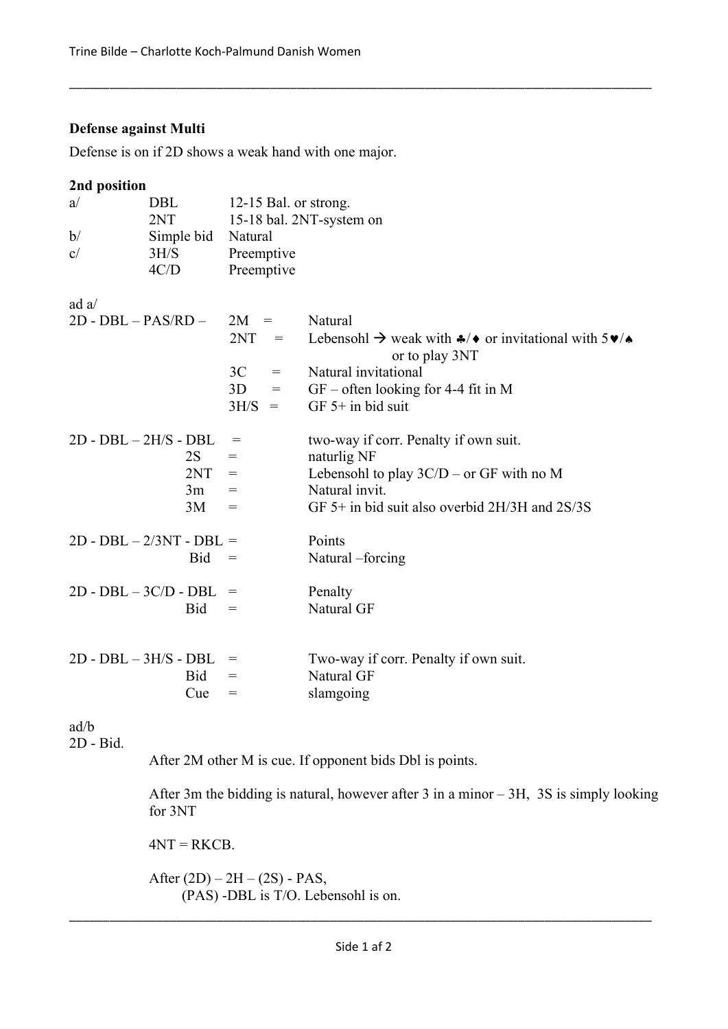## Defense against Multi

Defense is on if 2D shows a weak hand with one major.

**2nd position**

| | | |
|---|---|---|
| a/ | DBL | 12-15 Bal. or strong. |
| | 2NT | 15-18 bal. 2NT-system on |
| b/ | Simple bid | Natural |
| c/ | 3H/S | Preemptive |
| | 4C/D | Preemptive |

ad a/

| | | |
|---|---|---|
| 2D - DBL – PAS/RD – 2M | = | Natural |
| 2NT | = | Lebensohl → weak with ♣/♦ or invitational with 5♥/♠ or to play 3NT |
| 3C | = | Natural invitational |
| 3D | = | GF – often looking for 4-4 fit in M |
| 3H/S | = | GF 5+ in bid suit |

| | | |
|---|---|---|
| 2D - DBL – 2H/S - DBL | = | two-way if corr. Penalty if own suit. |
| 2S | = | naturlig NF |
| 2NT | = | Lebensohl to play 3C/D – or GF with no M |
| 3m | = | Natural invit. |
| 3M | = | GF 5+ in bid suit also overbid 2H/3H and 2S/3S |

| | | |
|---|---|---|
| 2D - DBL – 2/3NT - DBL | = | Points |
| Bid | = | Natural –forcing |

| | | |
|---|---|---|
| 2D - DBL – 3C/D - DBL | = | Penalty |
| Bid | = | Natural GF |

| | | |
|---|---|---|
| 2D - DBL – 3H/S - DBL | = | Two-way if corr. Penalty if own suit. |
| Bid | = | Natural GF |
| Cue | = | slamgoing |

ad/b

2D - Bid.

After 2M other M is cue. If opponent bids Dbl is points.

After 3m the bidding is natural, however after 3 in a minor – 3H, 3S is simply looking for 3NT

4NT = RKCB.

After (2D) – 2H – (2S) - PAS,
(PAS) -DBL is T/O. Lebensohl is on.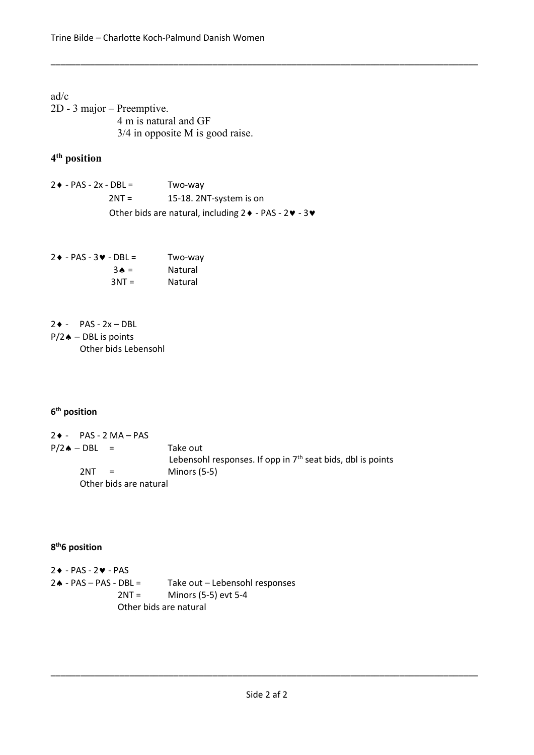ad/c

2D - 3 major – Preemptive.
4 m is natural and GF
3/4 in opposite M is good raise.

## 4th position

2♦ - PAS - 2x - DBL = Two-way
2NT = 15-18. 2NT-system is on
Other bids are natural, including 2♦ - PAS - 2♥ - 3♥

2♦ - PAS - 3♥ - DBL = Two-way
3♠ = Natural
3NT = Natural

2♦ - PAS - 2x – DBL
P/2♠ – DBL is points
Other bids Lebensohl

### 6th position

2♦ - PAS - 2 MA – PAS
P/2♠ – DBL = Take out
Lebensohl responses. If opp in 7th seat bids, dbl is points
2NT = Minors (5-5)
Other bids are natural

### 8th6 position

2♦ - PAS - 2♥ - PAS
2♠ - PAS – PAS - DBL = Take out – Lebensohl responses
2NT = Minors (5-5) evt 5-4
Other bids are natural